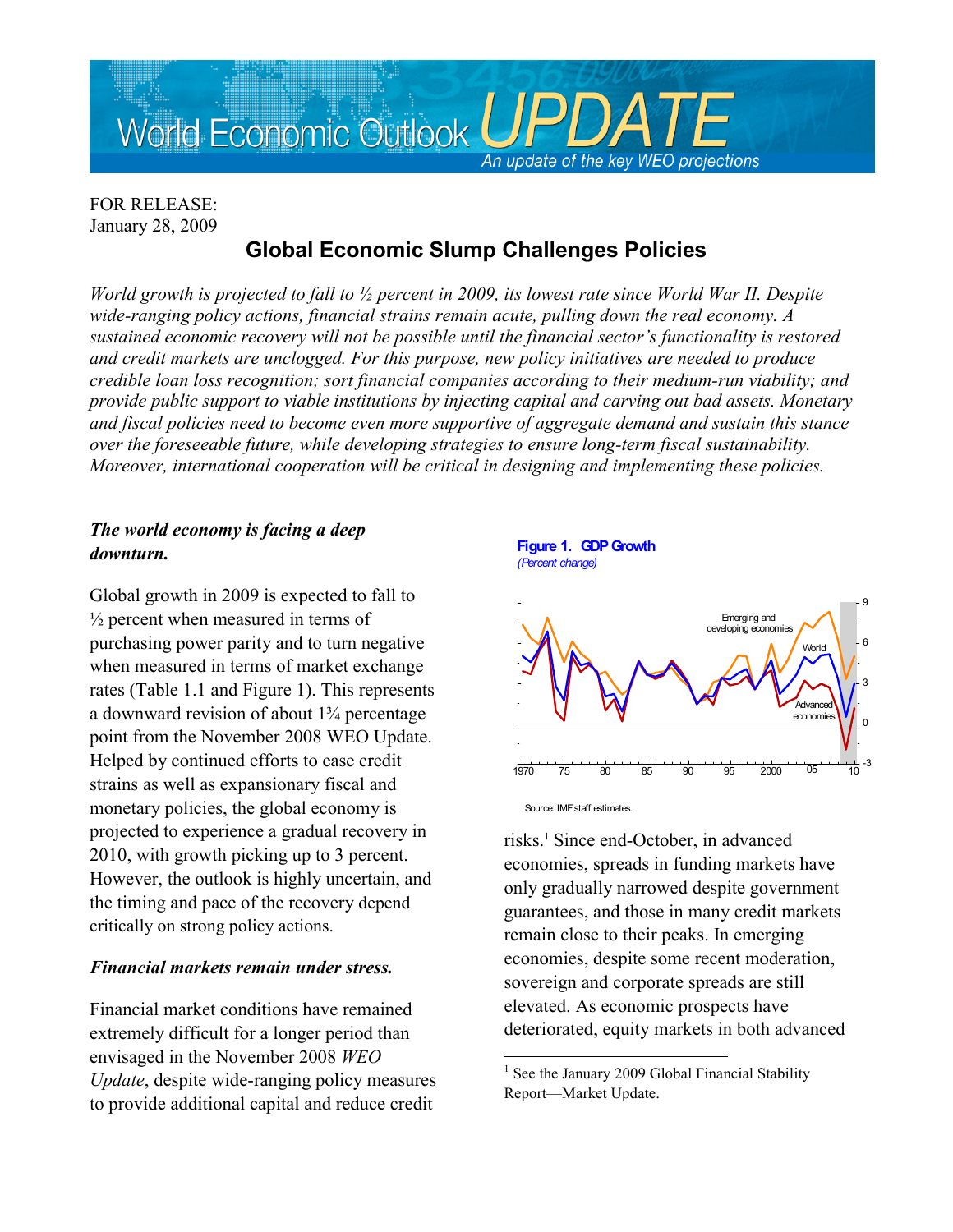FOR RELEASE:
January 28, 2009

# Global Economic Slump Challenges Policies

*World growth is projected to fall to ½ percent in 2009, its lowest rate since World War II. Despite wide-ranging policy actions, financial strains remain acute, pulling down the real economy. A sustained economic recovery will not be possible until the financial sector's functionality is restored and credit markets are unclogged. For this purpose, new policy initiatives are needed to produce credible loan loss recognition; sort financial companies according to their medium-run viability; and provide public support to viable institutions by injecting capital and carving out bad assets. Monetary and fiscal policies need to become even more supportive of aggregate demand and sustain this stance over the foreseeable future, while developing strategies to ensure long-term fiscal sustainability. Moreover, international cooperation will be critical in designing and implementing these policies.*

### *The world economy is facing a deep downturn.*

Global growth in 2009 is expected to fall to ½ percent when measured in terms of purchasing power parity and to turn negative when measured in terms of market exchange rates (Table 1.1 and Figure 1). This represents a downward revision of about 1¾ percentage point from the November 2008 WEO Update. Helped by continued efforts to ease credit strains as well as expansionary fiscal and monetary policies, the global economy is projected to experience a gradual recovery in 2010, with growth picking up to 3 percent. However, the outlook is highly uncertain, and the timing and pace of the recovery depend critically on strong policy actions.

### *Financial markets remain under stress.*

Financial market conditions have remained extremely difficult for a longer period than envisaged in the November 2008 *WEO Update*, despite wide-ranging policy measures to provide additional capital and reduce credit risks.[1] Since end-October, in advanced economies, spreads in funding markets have only gradually narrowed despite government guarantees, and those in many credit markets remain close to their peaks. In emerging economies, despite some recent moderation, sovereign and corporate spreads are still elevated. As economic prospects have deteriorated, equity markets in both advanced

**Figure 1. GDP Growth**
*(Percent change)*

Source: IMF staff estimates.

[1] See the January 2009 Global Financial Stability Report—Market Update.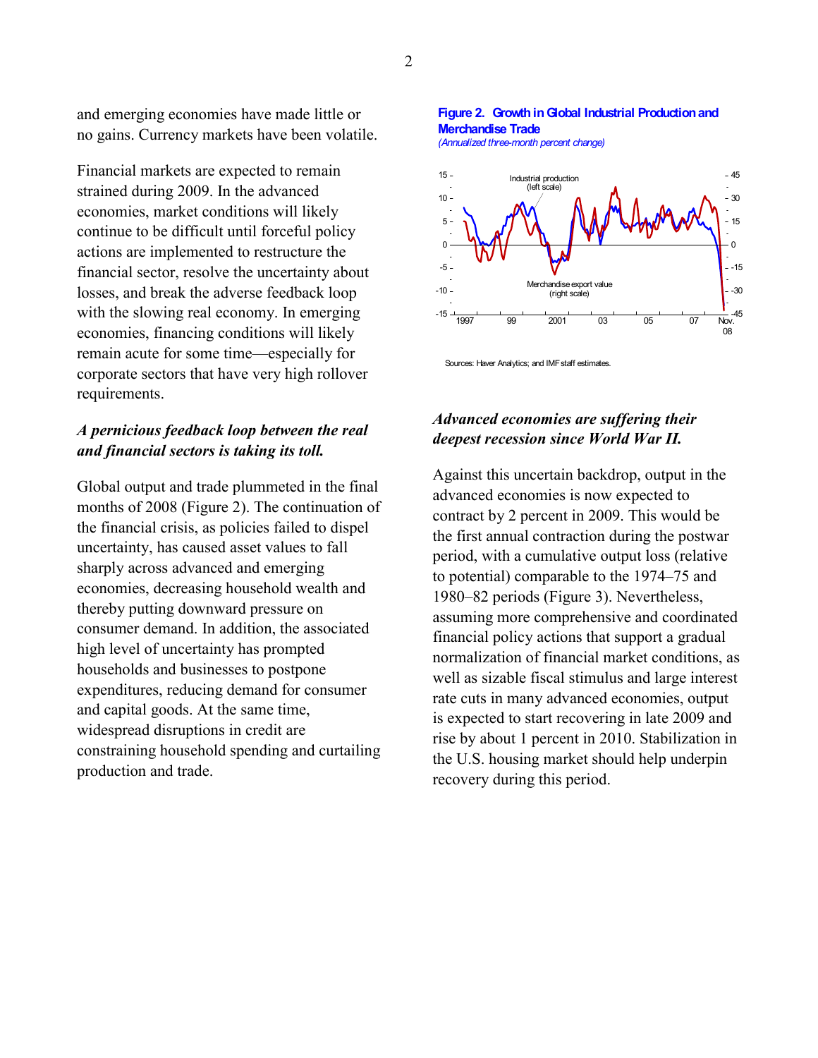and emerging economies have made little or no gains. Currency markets have been volatile.

Financial markets are expected to remain strained during 2009. In the advanced economies, market conditions will likely continue to be difficult until forceful policy actions are implemented to restructure the financial sector, resolve the uncertainty about losses, and break the adverse feedback loop with the slowing real economy. In emerging economies, financing conditions will likely remain acute for some time—especially for corporate sectors that have very high rollover requirements.

### *A pernicious feedback loop between the real and financial sectors is taking its toll.*

Global output and trade plummeted in the final months of 2008 (Figure 2). The continuation of the financial crisis, as policies failed to dispel uncertainty, has caused asset values to fall sharply across advanced and emerging economies, decreasing household wealth and thereby putting downward pressure on consumer demand. In addition, the associated high level of uncertainty has prompted households and businesses to postpone expenditures, reducing demand for consumer and capital goods. At the same time, widespread disruptions in credit are constraining household spending and curtailing production and trade.

**Figure 2. Growth in Global Industrial Production and Merchandise Trade**
*(Annualized three-month percent change)*

Sources: Haver Analytics; and IMF staff estimates.

### *Advanced economies are suffering their deepest recession since World War II.*

Against this uncertain backdrop, output in the advanced economies is now expected to contract by 2 percent in 2009. This would be the first annual contraction during the postwar period, with a cumulative output loss (relative to potential) comparable to the 1974–75 and 1980–82 periods (Figure 3). Nevertheless, assuming more comprehensive and coordinated financial policy actions that support a gradual normalization of financial market conditions, as well as sizable fiscal stimulus and large interest rate cuts in many advanced economies, output is expected to start recovering in late 2009 and rise by about 1 percent in 2010. Stabilization in the U.S. housing market should help underpin recovery during this period.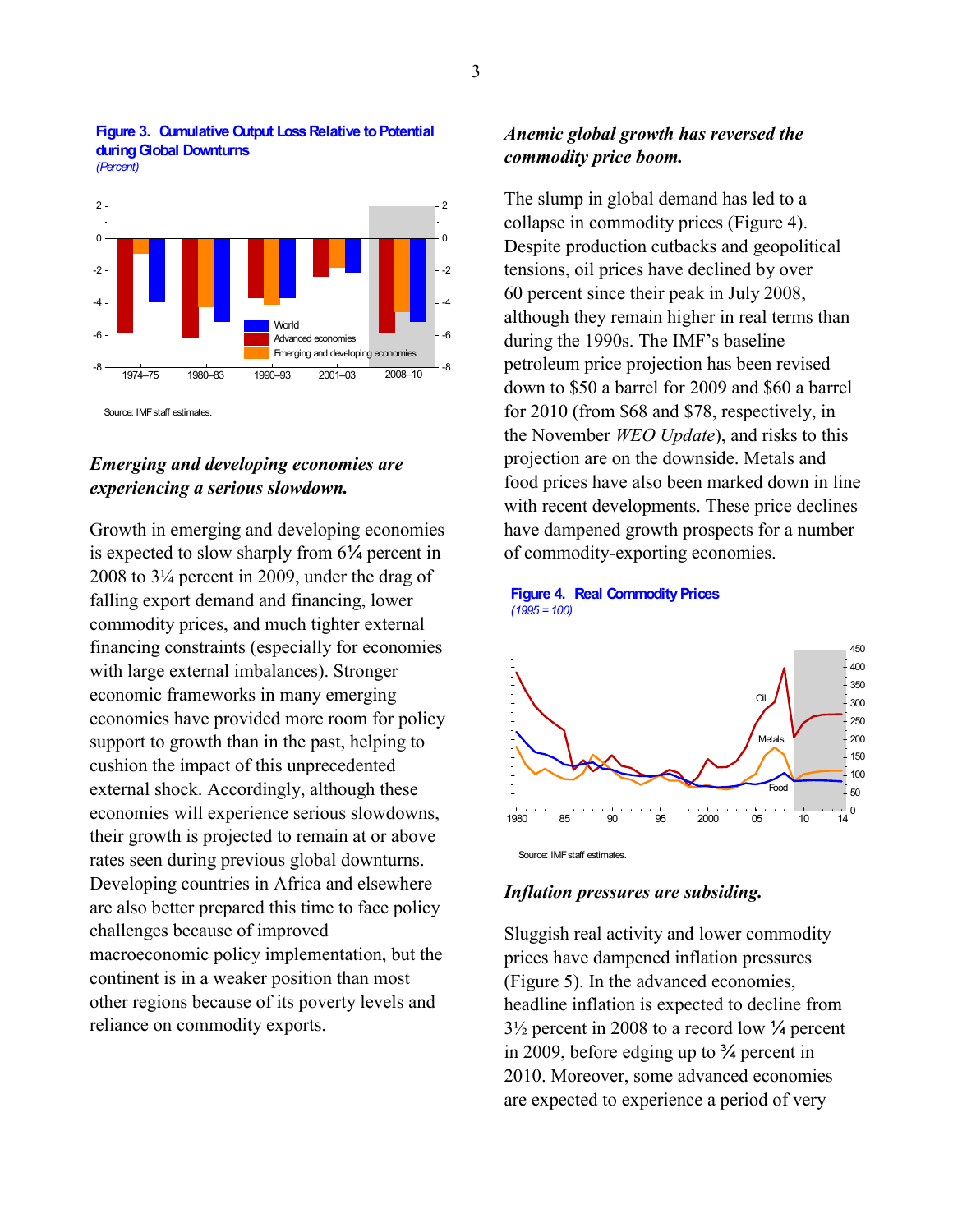**Figure 3. Cumulative Output Loss Relative to Potential during Global Downturns**
*(Percent)*

Source: IMF staff estimates.

### *Emerging and developing economies are experiencing a serious slowdown.*

Growth in emerging and developing economies is expected to slow sharply from 6¼ percent in 2008 to 3¼ percent in 2009, under the drag of falling export demand and financing, lower commodity prices, and much tighter external financing constraints (especially for economies with large external imbalances). Stronger economic frameworks in many emerging economies have provided more room for policy support to growth than in the past, helping to cushion the impact of this unprecedented external shock. Accordingly, although these economies will experience serious slowdowns, their growth is projected to remain at or above rates seen during previous global downturns. Developing countries in Africa and elsewhere are also better prepared this time to face policy challenges because of improved macroeconomic policy implementation, but the continent is in a weaker position than most other regions because of its poverty levels and reliance on commodity exports.

### *Anemic global growth has reversed the commodity price boom.*

The slump in global demand has led to a collapse in commodity prices (Figure 4). Despite production cutbacks and geopolitical tensions, oil prices have declined by over 60 percent since their peak in July 2008, although they remain higher in real terms than during the 1990s. The IMF's baseline petroleum price projection has been revised down to $50 a barrel for 2009 and $60 a barrel for 2010 (from $68 and $78, respectively, in the November *WEO Update*), and risks to this projection are on the downside. Metals and food prices have also been marked down in line with recent developments. These price declines have dampened growth prospects for a number of commodity-exporting economies.

**Figure 4. Real Commodity Prices**
*(1995 = 100)*

Source: IMF staff estimates.

### *Inflation pressures are subsiding.*

Sluggish real activity and lower commodity prices have dampened inflation pressures (Figure 5). In the advanced economies, headline inflation is expected to decline from 3½ percent in 2008 to a record low ¼ percent in 2009, before edging up to ¾ percent in 2010. Moreover, some advanced economies are expected to experience a period of very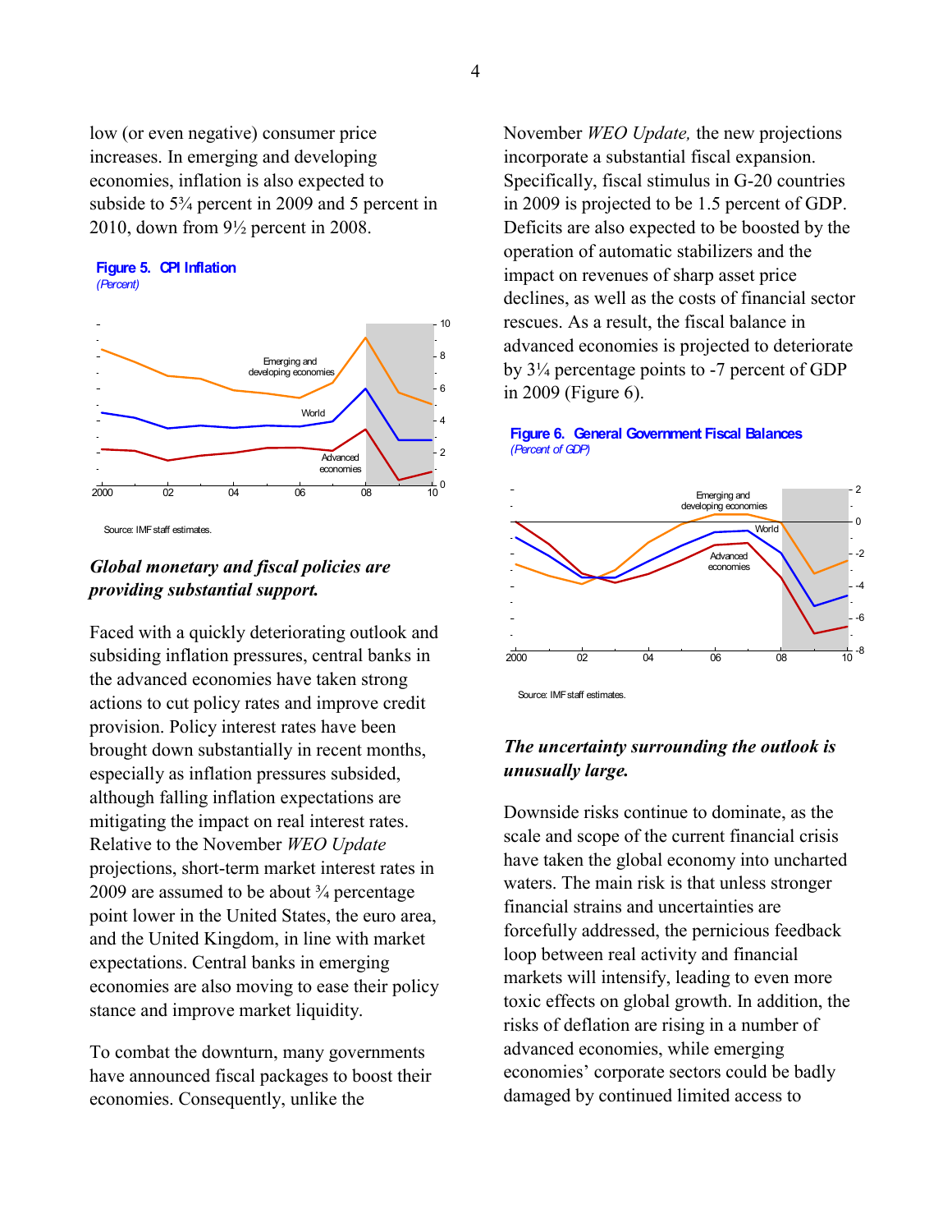low (or even negative) consumer price increases. In emerging and developing economies, inflation is also expected to subside to 5¾ percent in 2009 and 5 percent in 2010, down from 9½ percent in 2008.

**Figure 5. CPI Inflation**
*(Percent)*

Source: IMF staff estimates.

***Global monetary and fiscal policies are providing substantial support.***

Faced with a quickly deteriorating outlook and subsiding inflation pressures, central banks in the advanced economies have taken strong actions to cut policy rates and improve credit provision. Policy interest rates have been brought down substantially in recent months, especially as inflation pressures subsided, although falling inflation expectations are mitigating the impact on real interest rates. Relative to the November *WEO Update* projections, short-term market interest rates in 2009 are assumed to be about ¾ percentage point lower in the United States, the euro area, and the United Kingdom, in line with market expectations. Central banks in emerging economies are also moving to ease their policy stance and improve market liquidity.

To combat the downturn, many governments have announced fiscal packages to boost their economies. Consequently, unlike the November *WEO Update,* the new projections incorporate a substantial fiscal expansion. Specifically, fiscal stimulus in G-20 countries in 2009 is projected to be 1.5 percent of GDP. Deficits are also expected to be boosted by the operation of automatic stabilizers and the impact on revenues of sharp asset price declines, as well as the costs of financial sector rescues. As a result, the fiscal balance in advanced economies is projected to deteriorate by 3¼ percentage points to -7 percent of GDP in 2009 (Figure 6).

**Figure 6. General Government Fiscal Balances**
*(Percent of GDP)*

Source: IMF staff estimates.

***The uncertainty surrounding the outlook is unusually large.***

Downside risks continue to dominate, as the scale and scope of the current financial crisis have taken the global economy into uncharted waters. The main risk is that unless stronger financial strains and uncertainties are forcefully addressed, the pernicious feedback loop between real activity and financial markets will intensify, leading to even more toxic effects on global growth. In addition, the risks of deflation are rising in a number of advanced economies, while emerging economies' corporate sectors could be badly damaged by continued limited access to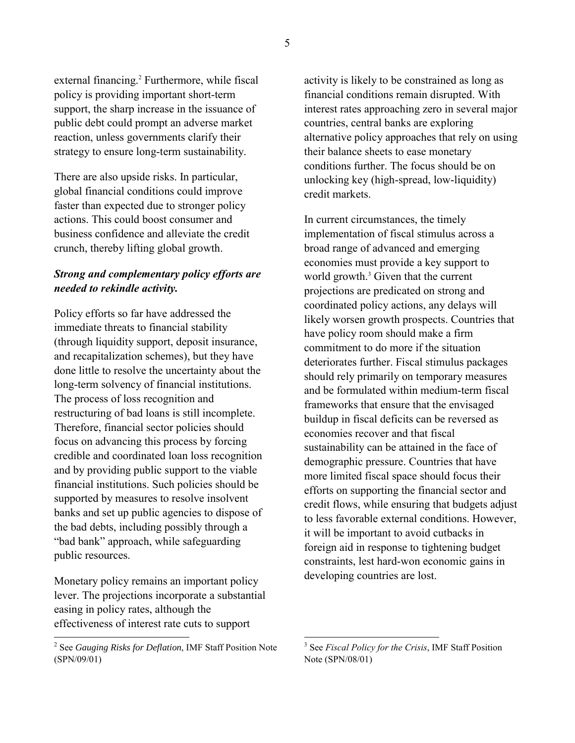external financing.[2] Furthermore, while fiscal policy is providing important short-term support, the sharp increase in the issuance of public debt could prompt an adverse market reaction, unless governments clarify their strategy to ensure long-term sustainability.

There are also upside risks. In particular, global financial conditions could improve faster than expected due to stronger policy actions. This could boost consumer and business confidence and alleviate the credit crunch, thereby lifting global growth.

***Strong and complementary policy efforts are needed to rekindle activity.***

Policy efforts so far have addressed the immediate threats to financial stability (through liquidity support, deposit insurance, and recapitalization schemes), but they have done little to resolve the uncertainty about the long-term solvency of financial institutions. The process of loss recognition and restructuring of bad loans is still incomplete. Therefore, financial sector policies should focus on advancing this process by forcing credible and coordinated loan loss recognition and by providing public support to the viable financial institutions. Such policies should be supported by measures to resolve insolvent banks and set up public agencies to dispose of the bad debts, including possibly through a "bad bank" approach, while safeguarding public resources.

Monetary policy remains an important policy lever. The projections incorporate a substantial easing in policy rates, although the effectiveness of interest rate cuts to support activity is likely to be constrained as long as financial conditions remain disrupted. With interest rates approaching zero in several major countries, central banks are exploring alternative policy approaches that rely on using their balance sheets to ease monetary conditions further. The focus should be on unlocking key (high-spread, low-liquidity) credit markets.

In current circumstances, the timely implementation of fiscal stimulus across a broad range of advanced and emerging economies must provide a key support to world growth.[3] Given that the current projections are predicated on strong and coordinated policy actions, any delays will likely worsen growth prospects. Countries that have policy room should make a firm commitment to do more if the situation deteriorates further. Fiscal stimulus packages should rely primarily on temporary measures and be formulated within medium-term fiscal frameworks that ensure that the envisaged buildup in fiscal deficits can be reversed as economies recover and that fiscal sustainability can be attained in the face of demographic pressure. Countries that have more limited fiscal space should focus their efforts on supporting the financial sector and credit flows, while ensuring that budgets adjust to less favorable external conditions. However, it will be important to avoid cutbacks in foreign aid in response to tightening budget constraints, lest hard-won economic gains in developing countries are lost.

---

[2] See *Gauging Risks for Deflation*, IMF Staff Position Note (SPN/09/01)

[3] See *Fiscal Policy for the Crisis*, IMF Staff Position Note (SPN/08/01)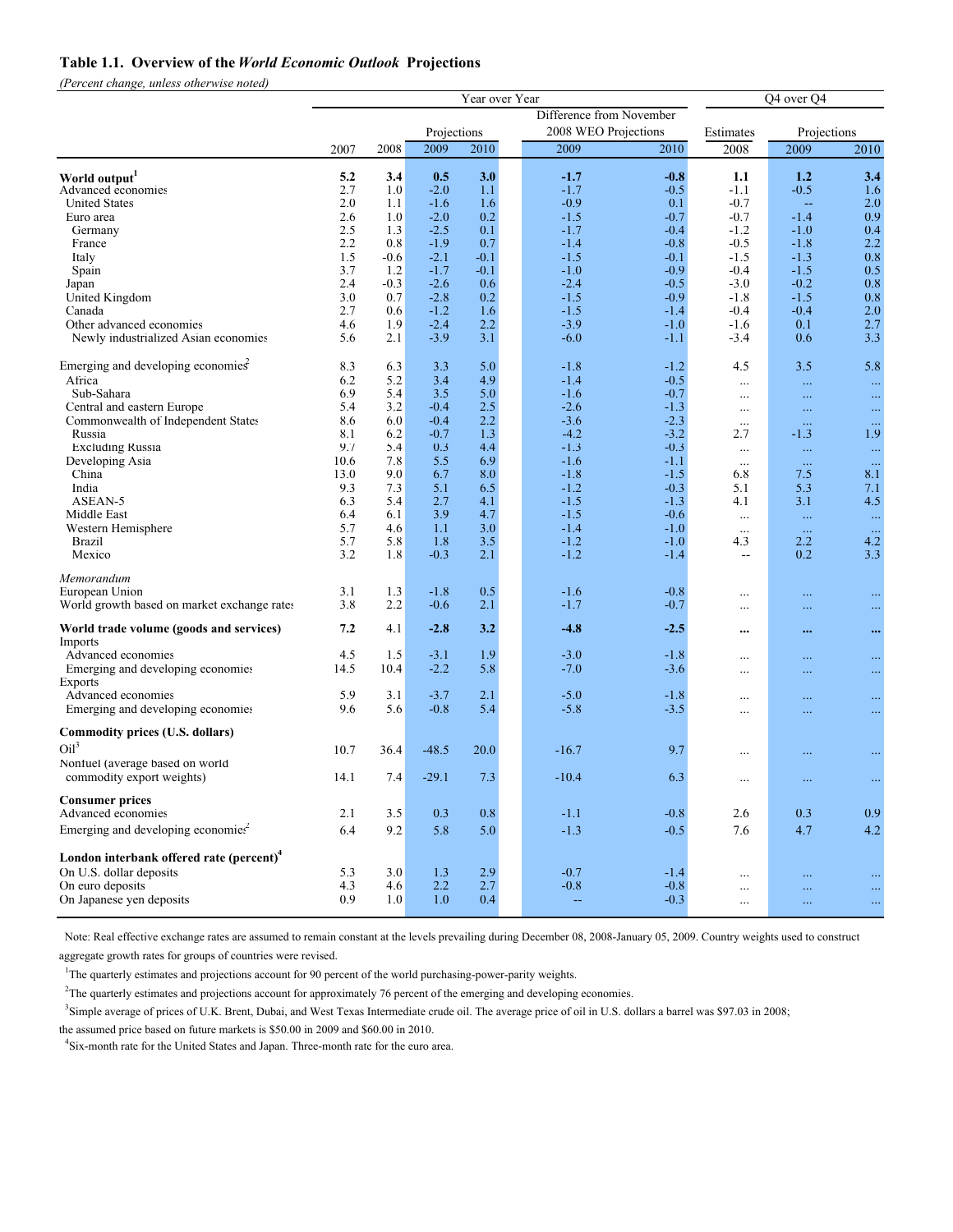### Table 1.1. Overview of the *World Economic Outlook* Projections

*(Percent change, unless otherwise noted)*

| | Year over Year | | | | | | Q4 over Q4 | | |
|---|---|---|---|---|---|---|---|---|---|
| | | | Projections | | Difference from November 2008 WEO Projections | | Estimates | Projections | |
| | 2007 | 2008 | 2009 | 2010 | 2009 | 2010 | 2008 | 2009 | 2010 |
| **World output[1]** | **5.2** | **3.4** | **0.5** | **3.0** | **-1.7** | **-0.8** | **1.1** | **1.2** | **3.4** |
| Advanced economies | 2.7 | 1.0 | -2.0 | 1.1 | -1.7 | -0.5 | -1.1 | -0.5 | 1.6 |
| United States | 2.0 | 1.1 | -1.6 | 1.6 | -0.9 | 0.1 | -0.7 | -- | 2.0 |
| Euro area | 2.6 | 1.0 | -2.0 | 0.2 | -1.5 | -0.7 | -0.7 | -1.4 | 0.9 |
| Germany | 2.5 | 1.3 | -2.5 | 0.1 | -1.7 | -0.4 | -1.2 | -1.0 | 0.4 |
| France | 2.2 | 0.8 | -1.9 | 0.7 | -1.4 | -0.8 | -0.5 | -1.8 | 2.2 |
| Italy | 1.5 | -0.6 | -2.1 | -0.1 | -1.5 | -0.1 | -1.5 | -1.3 | 0.8 |
| Spain | 3.7 | 1.2 | -1.7 | -0.1 | -1.0 | -0.9 | -0.4 | -1.5 | 0.5 |
| Japan | 2.4 | -0.3 | -2.6 | 0.6 | -2.4 | -0.5 | -3.0 | -0.2 | 0.8 |
| United Kingdom | 3.0 | 0.7 | -2.8 | 0.2 | -1.5 | -0.9 | -1.8 | -1.5 | 0.8 |
| Canada | 2.7 | 0.6 | -1.2 | 1.6 | -1.5 | -1.4 | -0.4 | -0.4 | 2.0 |
| Other advanced economies | 4.6 | 1.9 | -2.4 | 2.2 | -3.9 | -1.0 | -1.6 | 0.1 | 2.7 |
| Newly industrialized Asian economies | 5.6 | 2.1 | -3.9 | 3.1 | -6.0 | -1.1 | -3.4 | 0.6 | 3.3 |
| Emerging and developing economies[2] | 8.3 | 6.3 | 3.3 | 5.0 | -1.8 | -1.2 | 4.5 | 3.5 | 5.8 |
| Africa | 6.2 | 5.2 | 3.4 | 4.9 | -1.4 | -0.5 | ... | ... | ... |
| Sub-Sahara | 6.9 | 5.4 | 3.5 | 5.0 | -1.6 | -0.7 | ... | ... | ... |
| Central and eastern Europe | 5.4 | 3.2 | -0.4 | 2.5 | -2.6 | -1.3 | ... | ... | ... |
| Commonwealth of Independent States | 8.6 | 6.0 | -0.4 | 2.2 | -3.6 | -2.3 | ... | ... | ... |
| Russia | 8.1 | 6.2 | -0.7 | 1.3 | -4.2 | -3.2 | 2.7 | -1.3 | 1.9 |
| Excluding Russia | 9.7 | 5.4 | 0.3 | 4.4 | -1.3 | -0.3 | ... | ... | ... |
| Developing Asia | 10.6 | 7.8 | 5.5 | 6.9 | -1.6 | -1.1 | ... | ... | ... |
| China | 13.0 | 9.0 | 6.7 | 8.0 | -1.8 | -1.5 | 6.8 | 7.5 | 8.1 |
| India | 9.3 | 7.3 | 5.1 | 6.5 | -1.2 | -0.3 | 5.1 | 5.3 | 7.1 |
| ASEAN-5 | 6.3 | 5.4 | 2.7 | 4.1 | -1.5 | -1.3 | 4.1 | 3.1 | 4.5 |
| Middle East | 6.4 | 6.1 | 3.9 | 4.7 | -1.5 | -0.6 | ... | ... | ... |
| Western Hemisphere | 5.7 | 4.6 | 1.1 | 3.0 | -1.4 | -1.0 | ... | ... | ... |
| Brazil | 5.7 | 5.8 | 1.8 | 3.5 | -1.2 | -1.0 | 4.3 | 2.2 | 4.2 |
| Mexico | 3.2 | 1.8 | -0.3 | 2.1 | -1.2 | -1.4 | -- | 0.2 | 3.3 |
| *Memorandum* | | | | | | | | | |
| European Union | 3.1 | 1.3 | -1.8 | 0.5 | -1.6 | -0.8 | ... | ... | ... |
| World growth based on market exchange rates | 3.8 | 2.2 | -0.6 | 2.1 | -1.7 | -0.7 | ... | ... | ... |
| **World trade volume (goods and services)** | **7.2** | 4.1 | **-2.8** | **3.2** | **-4.8** | **-2.5** | **...** | **...** | **...** |
| Imports | | | | | | | | | |
| Advanced economies | 4.5 | 1.5 | -3.1 | 1.9 | -3.0 | -1.8 | ... | ... | ... |
| Emerging and developing economies | 14.5 | 10.4 | -2.2 | 5.8 | -7.0 | -3.6 | ... | ... | ... |
| Exports | | | | | | | | | |
| Advanced economies | 5.9 | 3.1 | -3.7 | 2.1 | -5.0 | -1.8 | ... | ... | ... |
| Emerging and developing economies | 9.6 | 5.6 | -0.8 | 5.4 | -5.8 | -3.5 | ... | ... | ... |
| **Commodity prices (U.S. dollars)** | | | | | | | | | |
| Oil[3] | 10.7 | 36.4 | -48.5 | 20.0 | -16.7 | 9.7 | ... | ... | ... |
| Nonfuel (average based on world commodity export weights) | 14.1 | 7.4 | -29.1 | 7.3 | -10.4 | 6.3 | ... | ... | ... |
| **Consumer prices** | | | | | | | | | |
| Advanced economies | 2.1 | 3.5 | 0.3 | 0.8 | -1.1 | -0.8 | 2.6 | 0.3 | 0.9 |
| Emerging and developing economies[2] | 6.4 | 9.2 | 5.8 | 5.0 | -1.3 | -0.5 | 7.6 | 4.7 | 4.2 |
| **London interbank offered rate (percent)[4]** | | | | | | | | | |
| On U.S. dollar deposits | 5.3 | 3.0 | 1.3 | 2.9 | -0.7 | -1.4 | ... | ... | ... |
| On euro deposits | 4.3 | 4.6 | 2.2 | 2.7 | -0.8 | -0.8 | ... | ... | ... |
| On Japanese yen deposits | 0.9 | 1.0 | 1.0 | 0.4 | -- | -0.3 | ... | ... | ... |

Note: Real effective exchange rates are assumed to remain constant at the levels prevailing during December 08, 2008-January 05, 2009. Country weights used to construct aggregate growth rates for groups of countries were revised.

[1]The quarterly estimates and projections account for 90 percent of the world purchasing-power-parity weights.

[2]The quarterly estimates and projections account for approximately 76 percent of the emerging and developing economies.

[3]Simple average of prices of U.K. Brent, Dubai, and West Texas Intermediate crude oil. The average price of oil in U.S. dollars a barrel was $97.03 in 2008; the assumed price based on future markets is $50.00 in 2009 and $60.00 in 2010.

[4]Six-month rate for the United States and Japan. Three-month rate for the euro area.